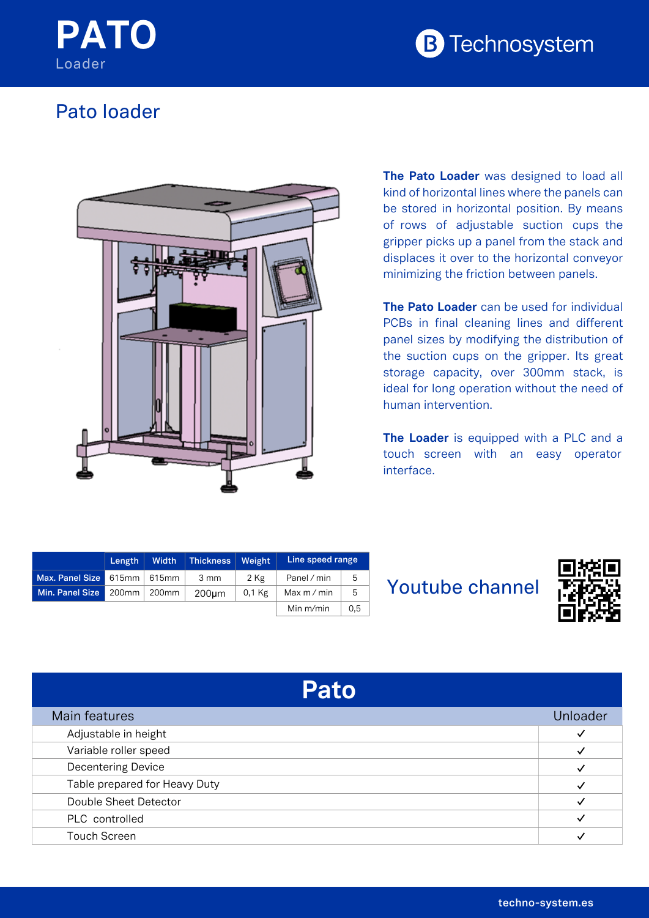# PATO

Loader

Technosystem

## Pato loader

**The Pato Loader** was designed to load all kind of horizontal lines where the panels can be stored in horizontal position. By means of rows of adjustable suction cups the gripper picks up a panel from the stack and displaces it over to the horizontal conveyor minimizing the friction between panels.

**The Pato Loader** can be used for individual PCBs in final cleaning lines and different panel sizes by modifying the distribution of the suction cups on the gripper. Its great storage capacity, over 300mm stack, is ideal for long operation without the need of human intervention.

**The Loader** is equipped with a PLC and a touch screen with an easy operator interface.

| | Length | Width | Thickness | Weight | Line speed range | |
|---|---|---|---|---|---|---|
| Max. Panel Size | 615mm | 615mm | 3 mm | 2 Kg | Panel / min | 5 |
| Min. Panel Size | 200mm | 200mm | 200μm | 0,1 Kg | Max m / min | 5 |
| | | | | | Min m/min | 0,5 |

Youtube channel

## Pato

| Main features | Unloader |
|---|---|
| Adjustable in height | ✓ |
| Variable roller speed | ✓ |
| Decentering Device | ✓ |
| Table prepared for Heavy Duty | ✓ |
| Double Sheet Detector | ✓ |
| PLC controlled | ✓ |
| Touch Screen | ✓ |

techno-system.es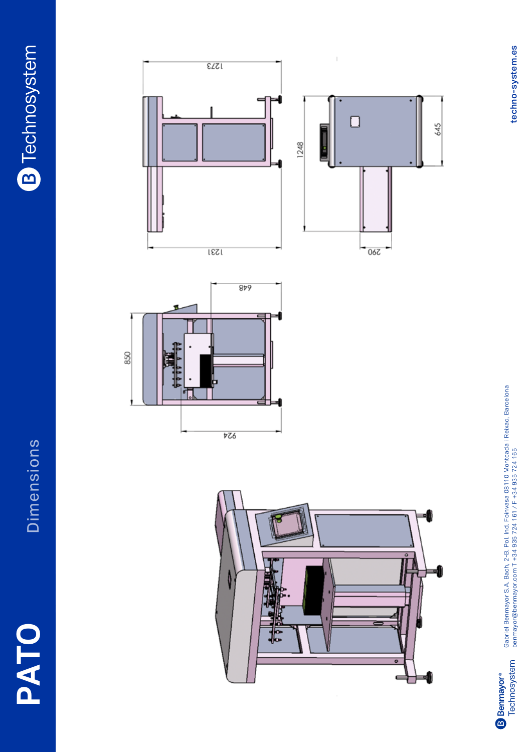# PATO

## Dimensions

B Technosystem

1273

1231

1248

645

290

850

648

924

Gabriel Benmayor S.A. Bach, 2-B. Pol. Ind. Foinvasa 08110 Montcada i Reixac, Barcelona
benmayor@benmayor.com T +34 935 724 161 / F +34 935 724 165

B Benmayor® Technosystem

techno-system.es